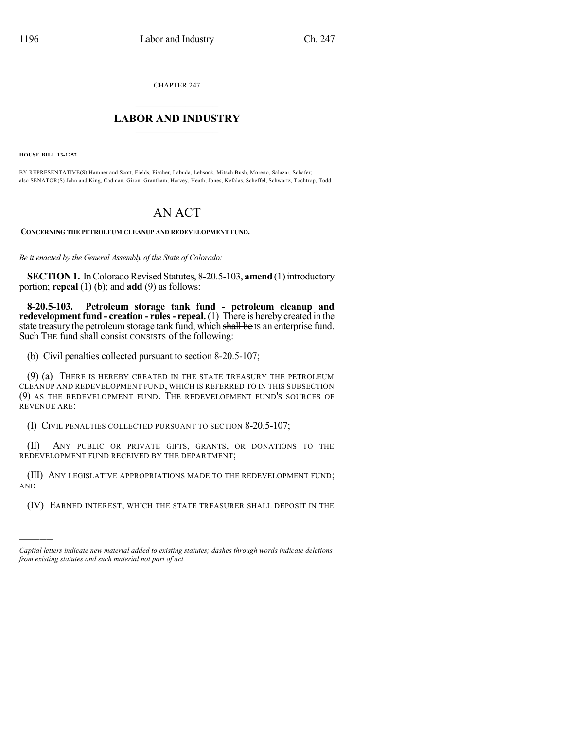CHAPTER 247

# LABOR AND INDUSTRY

**HOUSE BILL 13-1252**

BY REPRESENTATIVE(S) Hamner and Scott, Fields, Fischer, Labuda, Lebsock, Mitsch Bush, Moreno, Salazar, Schafer; also SENATOR(S) Jahn and King, Cadman, Giron, Grantham, Harvey, Heath, Jones, Kefalas, Scheffel, Schwartz, Tochtrop, Todd.

# AN ACT

**CONCERNING THE PETROLEUM CLEANUP AND REDEVELOPMENT FUND.**

*Be it enacted by the General Assembly of the State of Colorado:*

**SECTION 1.** In Colorado Revised Statutes, 8-20.5-103, **amend** (1) introductory portion; **repeal** (1) (b); and **add** (9) as follows:

**8-20.5-103. Petroleum storage tank fund - petroleum cleanup and redevelopment fund - creation - rules - repeal.** (1) There is hereby created in the state treasury the petroleum storage tank fund, which ~~shall be~~ IS an enterprise fund. ~~Such~~ THE fund ~~shall consist~~ CONSISTS of the following:

(b) ~~Civil penalties collected pursuant to section 8-20.5-107;~~

(9) (a) THERE IS HEREBY CREATED IN THE STATE TREASURY THE PETROLEUM CLEANUP AND REDEVELOPMENT FUND, WHICH IS REFERRED TO IN THIS SUBSECTION (9) AS THE REDEVELOPMENT FUND. THE REDEVELOPMENT FUND'S SOURCES OF REVENUE ARE:

(I) CIVIL PENALTIES COLLECTED PURSUANT TO SECTION 8-20.5-107;

(II) ANY PUBLIC OR PRIVATE GIFTS, GRANTS, OR DONATIONS TO THE REDEVELOPMENT FUND RECEIVED BY THE DEPARTMENT;

(III) ANY LEGISLATIVE APPROPRIATIONS MADE TO THE REDEVELOPMENT FUND; AND

(IV) EARNED INTEREST, WHICH THE STATE TREASURER SHALL DEPOSIT IN THE

*Capital letters indicate new material added to existing statutes; dashes through words indicate deletions from existing statutes and such material not part of act.*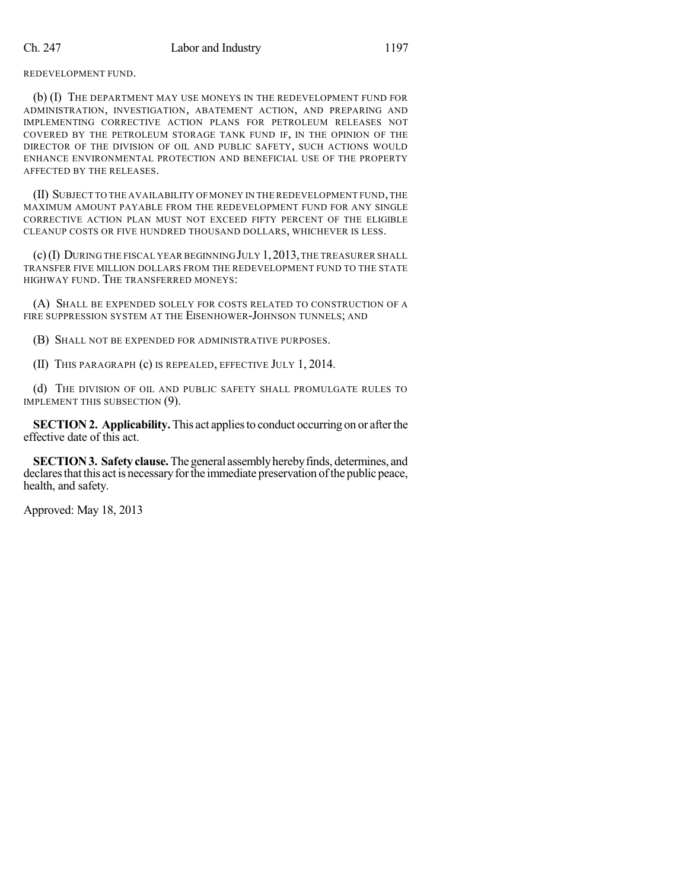REDEVELOPMENT FUND.

(b) (I) THE DEPARTMENT MAY USE MONEYS IN THE REDEVELOPMENT FUND FOR ADMINISTRATION, INVESTIGATION, ABATEMENT ACTION, AND PREPARING AND IMPLEMENTING CORRECTIVE ACTION PLANS FOR PETROLEUM RELEASES NOT COVERED BY THE PETROLEUM STORAGE TANK FUND IF, IN THE OPINION OF THE DIRECTOR OF THE DIVISION OF OIL AND PUBLIC SAFETY, SUCH ACTIONS WOULD ENHANCE ENVIRONMENTAL PROTECTION AND BENEFICIAL USE OF THE PROPERTY AFFECTED BY THE RELEASES.

(II) SUBJECT TO THE AVAILABILITY OF MONEY IN THE REDEVELOPMENT FUND, THE MAXIMUM AMOUNT PAYABLE FROM THE REDEVELOPMENT FUND FOR ANY SINGLE CORRECTIVE ACTION PLAN MUST NOT EXCEED FIFTY PERCENT OF THE ELIGIBLE CLEANUP COSTS OR FIVE HUNDRED THOUSAND DOLLARS, WHICHEVER IS LESS.

(c) (I) DURING THE FISCAL YEAR BEGINNING JULY 1, 2013, THE TREASURER SHALL TRANSFER FIVE MILLION DOLLARS FROM THE REDEVELOPMENT FUND TO THE STATE HIGHWAY FUND. THE TRANSFERRED MONEYS:

(A) SHALL BE EXPENDED SOLELY FOR COSTS RELATED TO CONSTRUCTION OF A FIRE SUPPRESSION SYSTEM AT THE EISENHOWER-JOHNSON TUNNELS; AND

(B) SHALL NOT BE EXPENDED FOR ADMINISTRATIVE PURPOSES.

(II) THIS PARAGRAPH (c) IS REPEALED, EFFECTIVE JULY 1, 2014.

(d) THE DIVISION OF OIL AND PUBLIC SAFETY SHALL PROMULGATE RULES TO IMPLEMENT THIS SUBSECTION (9).

**SECTION 2. Applicability.** This act applies to conduct occurring on or after the effective date of this act.

**SECTION 3. Safety clause.** The general assembly hereby finds, determines, and declares that this act is necessary for the immediate preservation of the public peace, health, and safety.

Approved: May 18, 2013